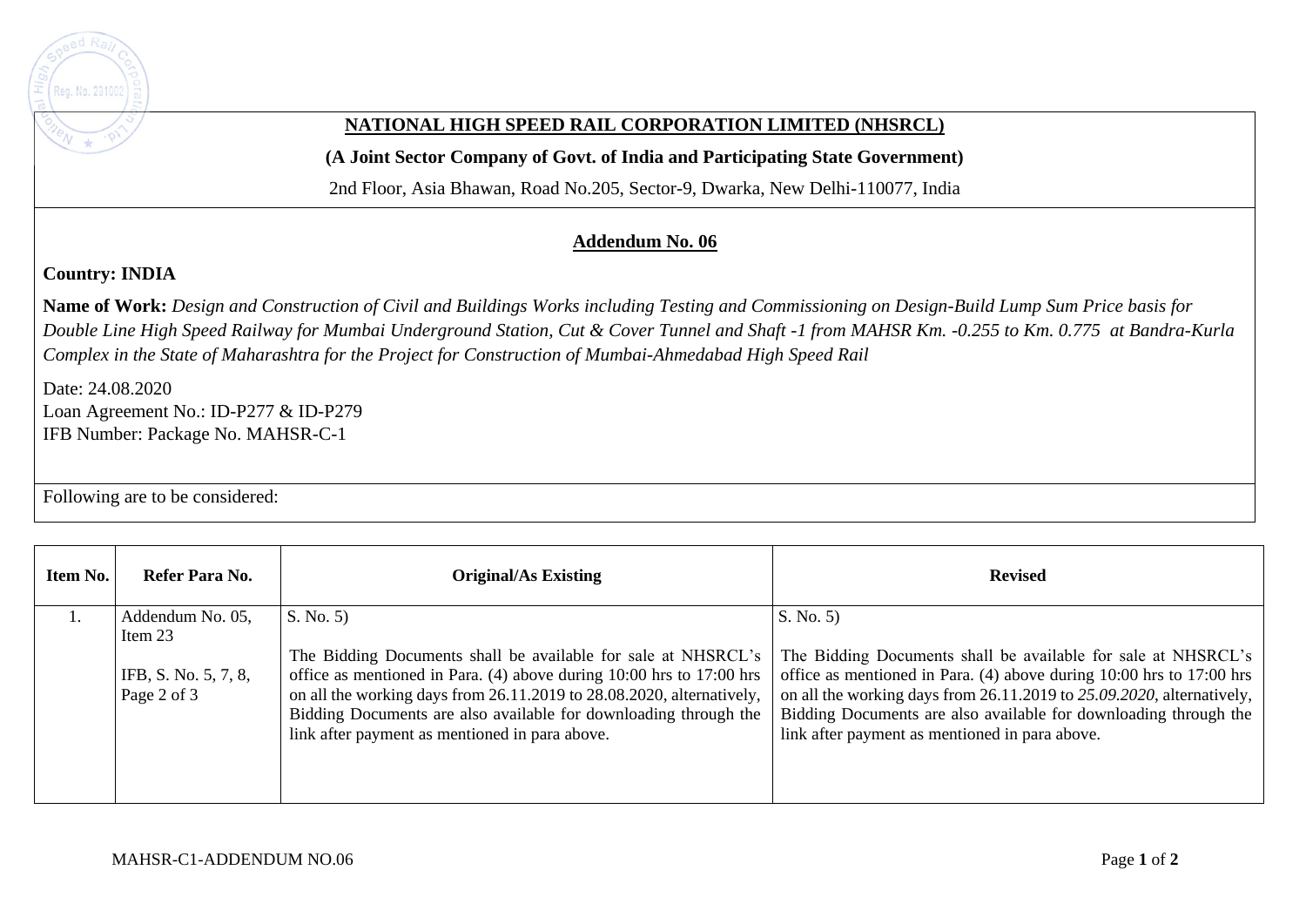**NATIONAL HIGH SPEED RAIL CORPORATION LIMITED (NHSRCL)**

**(A Joint Sector Company of Govt. of India and Participating State Government)**

2nd Floor, Asia Bhawan, Road No.205, Sector-9, Dwarka, New Delhi-110077, India

## Addendum No. 06

**Country: INDIA**

**Name of Work:** *Design and Construction of Civil and Buildings Works including Testing and Commissioning on Design-Build Lump Sum Price basis for Double Line High Speed Railway for Mumbai Underground Station, Cut & Cover Tunnel and Shaft -1 from MAHSR Km. -0.255 to Km. 0.775 at Bandra-Kurla Complex in the State of Maharashtra for the Project for Construction of Mumbai-Ahmedabad High Speed Rail*

Date: 24.08.2020
Loan Agreement No.: ID-P277 & ID-P279
IFB Number: Package No. MAHSR-C-1

Following are to be considered:

| Item No. | Refer Para No. | Original/As Existing | Revised |
|---|---|---|---|
| 1. | Addendum No. 05, Item 23<br><br>IFB, S. No. 5, 7, 8, Page 2 of 3 | S. No. 5)<br><br>The Bidding Documents shall be available for sale at NHSRCL's office as mentioned in Para. (4) above during 10:00 hrs to 17:00 hrs on all the working days from 26.11.2019 to 28.08.2020, alternatively, Bidding Documents are also available for downloading through the link after payment as mentioned in para above. | S. No. 5)<br><br>The Bidding Documents shall be available for sale at NHSRCL's office as mentioned in Para. (4) above during 10:00 hrs to 17:00 hrs on all the working days from 26.11.2019 to *25.09.2020*, alternatively, Bidding Documents are also available for downloading through the link after payment as mentioned in para above. |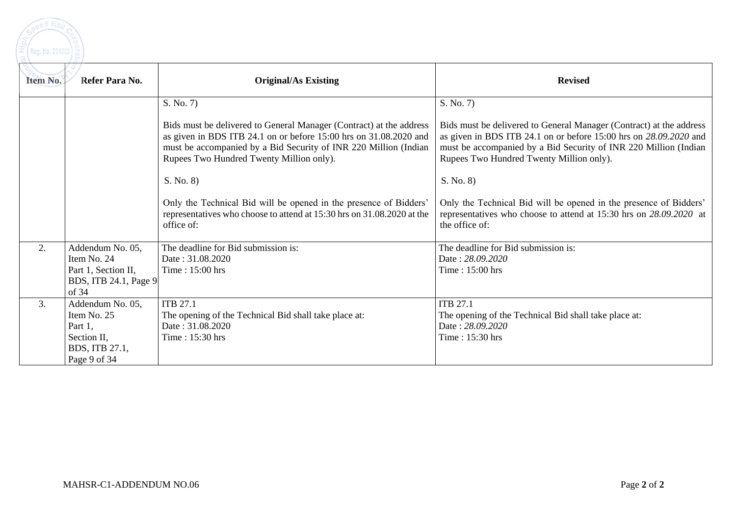| Item No. | Refer Para No. | Original/As Existing | Revised |
|---|---|---|---|
| | | S. No. 7)<br><br>Bids must be delivered to General Manager (Contract) at the address as given in BDS ITB 24.1 on or before 15:00 hrs on 31.08.2020 and must be accompanied by a Bid Security of INR 220 Million (Indian Rupees Two Hundred Twenty Million only).<br><br>S. No. 8)<br><br>Only the Technical Bid will be opened in the presence of Bidders' representatives who choose to attend at 15:30 hrs on 31.08.2020 at the office of: | S. No. 7)<br><br>Bids must be delivered to General Manager (Contract) at the address as given in BDS ITB 24.1 on or before 15:00 hrs on *28.09.2020* and must be accompanied by a Bid Security of INR 220 Million (Indian Rupees Two Hundred Twenty Million only).<br><br>S. No. 8)<br><br>Only the Technical Bid will be opened in the presence of Bidders' representatives who choose to attend at 15:30 hrs on *28.09.2020* at the office of: |
| 2. | Addendum No. 05, Item No. 24 Part 1, Section II, BDS, ITB 24.1, Page 9 of 34 | The deadline for Bid submission is:<br>Date : 31.08.2020<br>Time : 15:00 hrs | The deadline for Bid submission is:<br>Date : *28.09.2020*<br>Time : 15:00 hrs |
| 3. | Addendum No. 05, Item No. 25 Part 1, Section II, BDS, ITB 27.1, Page 9 of 34 | ITB 27.1<br>The opening of the Technical Bid shall take place at:<br>Date : 31.08.2020<br>Time : 15:30 hrs | ITB 27.1<br>The opening of the Technical Bid shall take place at:<br>Date : *28.09.2020*<br>Time : 15:30 hrs |